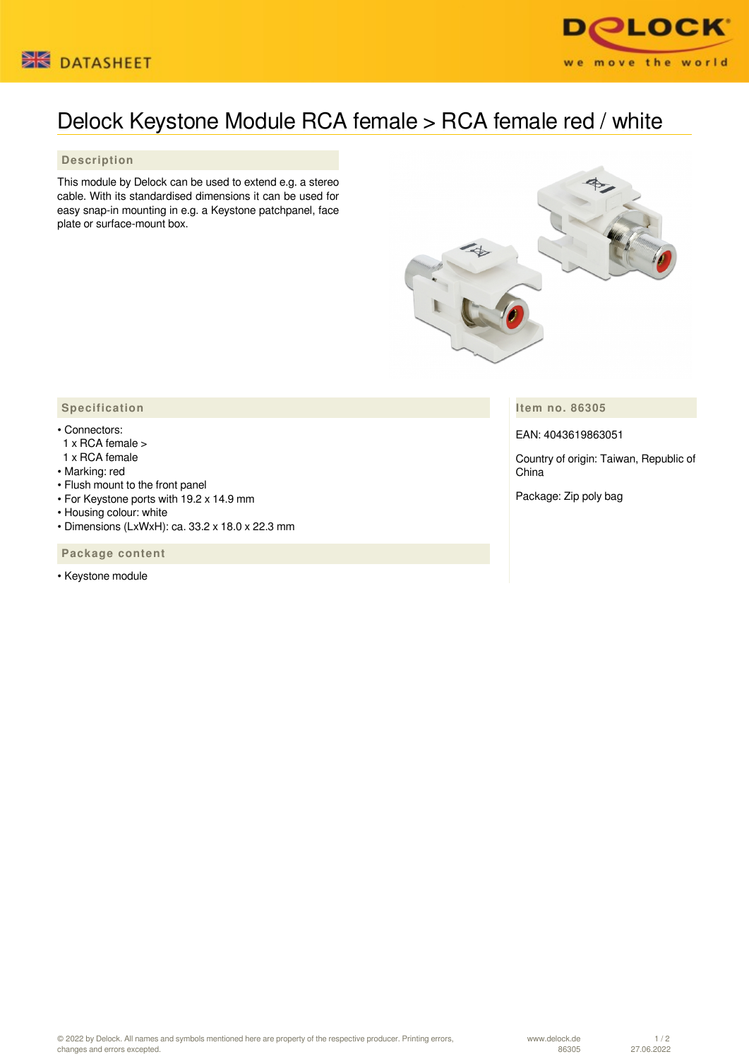# Delock Keystone Module RCA female > RCA female red / white

## Description

This module by Delock can be used to extend e.g. a stereo cable. With its standardised dimensions it can be used for easy snap-in mounting in e.g. a Keystone patchpanel, face plate or surface-mount box.

## Specification

- Connectors:
  1 x RCA female >
  1 x RCA female
- Marking: red
- Flush mount to the front panel
- For Keystone ports with 19.2 x 14.9 mm
- Housing colour: white
- Dimensions (LxWxH): ca. 33.2 x 18.0 x 22.3 mm

## Package content

- Keystone module

## Item no. 86305

EAN: 4043619863051

Country of origin: Taiwan, Republic of China

Package: Zip poly bag

© 2022 by Delock. All names and symbols mentioned here are property of the respective producer. Printing errors, changes and errors excepted.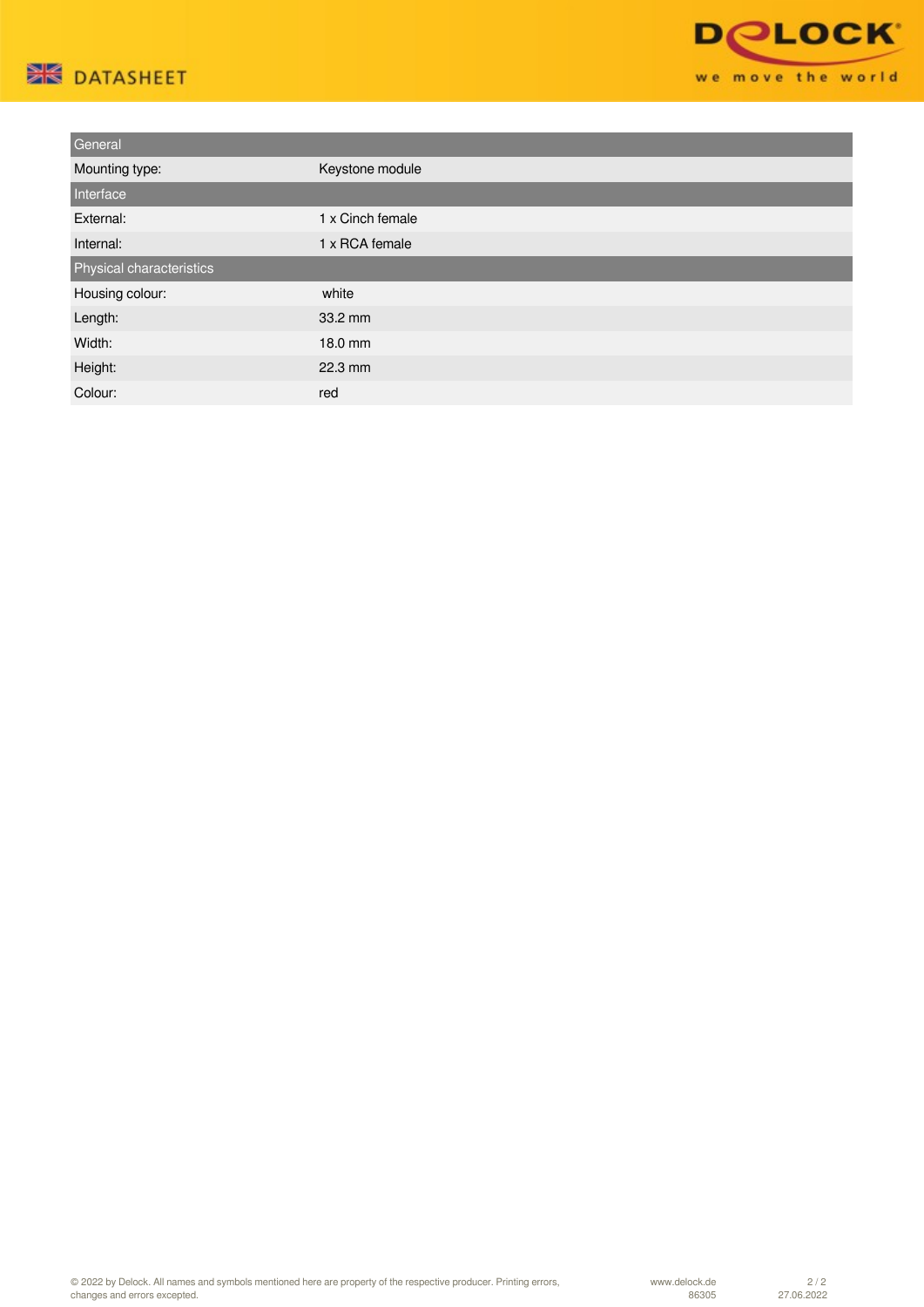| General | |
|---|---|
| Mounting type: | Keystone module |
| **Interface** | |
| External: | 1 x Cinch female |
| Internal: | 1 x RCA female |
| **Physical characteristics** | |
| Housing colour: | white |
| Length: | 33.2 mm |
| Width: | 18.0 mm |
| Height: | 22.3 mm |
| Colour: | red |

© 2022 by Delock. All names and symbols mentioned here are property of the respective producer. Printing errors, changes and errors excepted.

www.delock.de
86305
27.06.2022